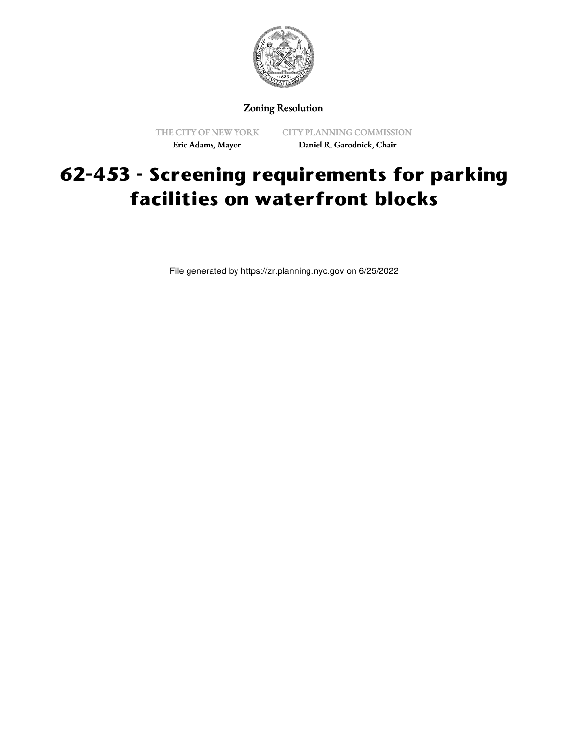Zoning Resolution

THE CITY OF NEW YORK
Eric Adams, Mayor

CITY PLANNING COMMISSION
Daniel R. Garodnick, Chair

# 62-453 - Screening requirements for parking facilities on waterfront blocks

File generated by https://zr.planning.nyc.gov on 6/25/2022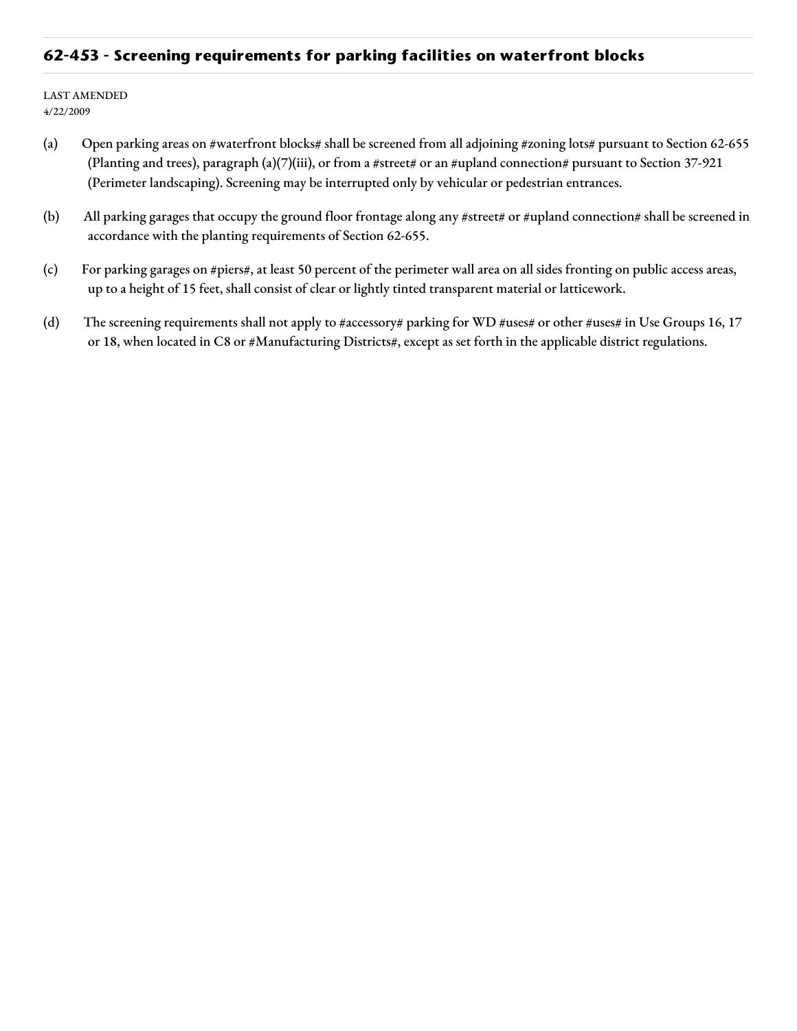## 62-453 - Screening requirements for parking facilities on waterfront blocks

LAST AMENDED
4/22/2009

(a) Open parking areas on #waterfront blocks# shall be screened from all adjoining #zoning lots# pursuant to Section 62-655 (Planting and trees), paragraph (a)(7)(iii), or from a #street# or an #upland connection# pursuant to Section 37-921 (Perimeter landscaping). Screening may be interrupted only by vehicular or pedestrian entrances.

(b) All parking garages that occupy the ground floor frontage along any #street# or #upland connection# shall be screened in accordance with the planting requirements of Section 62-655.

(c) For parking garages on #piers#, at least 50 percent of the perimeter wall area on all sides fronting on public access areas, up to a height of 15 feet, shall consist of clear or lightly tinted transparent material or latticework.

(d) The screening requirements shall not apply to #accessory# parking for WD #uses# or other #uses# in Use Groups 16, 17 or 18, when located in C8 or #Manufacturing Districts#, except as set forth in the applicable district regulations.